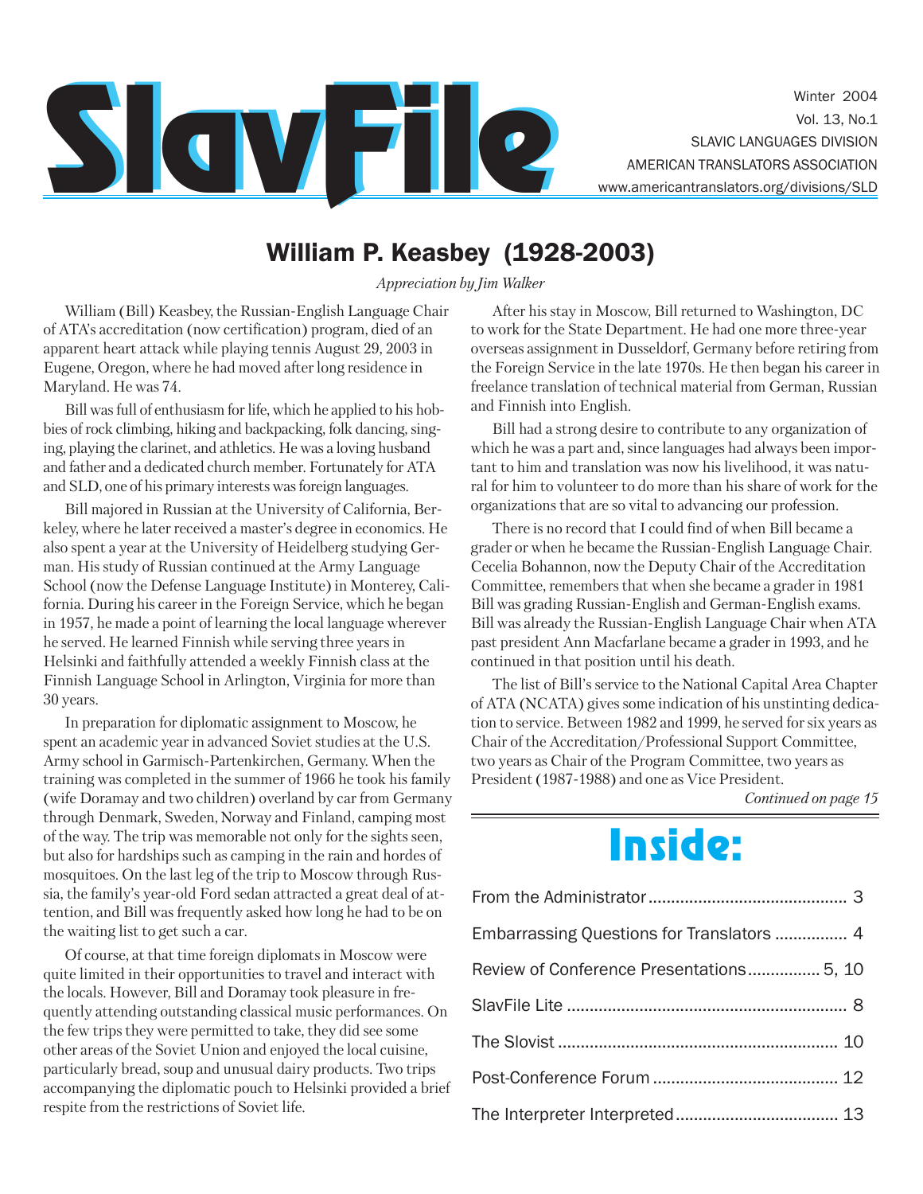# SlavFile

Winter 2004
Vol. 13, No.1
SLAVIC LANGUAGES DIVISION
AMERICAN TRANSLATORS ASSOCIATION
www.americantranslators.org/divisions/SLD

## William P. Keasbey (1928-2003)

*Appreciation by Jim Walker*

William (Bill) Keasbey, the Russian-English Language Chair of ATA's accreditation (now certification) program, died of an apparent heart attack while playing tennis August 29, 2003 in Eugene, Oregon, where he had moved after long residence in Maryland. He was 74.

Bill was full of enthusiasm for life, which he applied to his hobbies of rock climbing, hiking and backpacking, folk dancing, singing, playing the clarinet, and athletics. He was a loving husband and father and a dedicated church member. Fortunately for ATA and SLD, one of his primary interests was foreign languages.

Bill majored in Russian at the University of California, Berkeley, where he later received a master's degree in economics. He also spent a year at the University of Heidelberg studying German. His study of Russian continued at the Army Language School (now the Defense Language Institute) in Monterey, California. During his career in the Foreign Service, which he began in 1957, he made a point of learning the local language wherever he served. He learned Finnish while serving three years in Helsinki and faithfully attended a weekly Finnish class at the Finnish Language School in Arlington, Virginia for more than 30 years.

In preparation for diplomatic assignment to Moscow, he spent an academic year in advanced Soviet studies at the U.S. Army school in Garmisch-Partenkirchen, Germany. When the training was completed in the summer of 1966 he took his family (wife Doramay and two children) overland by car from Germany through Denmark, Sweden, Norway and Finland, camping most of the way. The trip was memorable not only for the sights seen, but also for hardships such as camping in the rain and hordes of mosquitoes. On the last leg of the trip to Moscow through Russia, the family's year-old Ford sedan attracted a great deal of attention, and Bill was frequently asked how long he had to be on the waiting list to get such a car.

Of course, at that time foreign diplomats in Moscow were quite limited in their opportunities to travel and interact with the locals. However, Bill and Doramay took pleasure in frequently attending outstanding classical music performances. On the few trips they were permitted to take, they did see some other areas of the Soviet Union and enjoyed the local cuisine, particularly bread, soup and unusual dairy products. Two trips accompanying the diplomatic pouch to Helsinki provided a brief respite from the restrictions of Soviet life.

After his stay in Moscow, Bill returned to Washington, DC to work for the State Department. He had one more three-year overseas assignment in Dusseldorf, Germany before retiring from the Foreign Service in the late 1970s. He then began his career in freelance translation of technical material from German, Russian and Finnish into English.

Bill had a strong desire to contribute to any organization of which he was a part and, since languages had always been important to him and translation was now his livelihood, it was natural for him to volunteer to do more than his share of work for the organizations that are so vital to advancing our profession.

There is no record that I could find of when Bill became a grader or when he became the Russian-English Language Chair. Cecelia Bohannon, now the Deputy Chair of the Accreditation Committee, remembers that when she became a grader in 1981 Bill was grading Russian-English and German-English exams. Bill was already the Russian-English Language Chair when ATA past president Ann Macfarlane became a grader in 1993, and he continued in that position until his death.

The list of Bill's service to the National Capital Area Chapter of ATA (NCATA) gives some indication of his unstinting dedication to service. Between 1982 and 1999, he served for six years as Chair of the Accreditation/Professional Support Committee, two years as Chair of the Program Committee, two years as President (1987-1988) and one as Vice President.

*Continued on page 15*

## Inside:

| | |
|---|---|
| From the Administrator | 3 |
| Embarrassing Questions for Translators | 4 |
| Review of Conference Presentations | 5, 10 |
| SlavFile Lite | 8 |
| The Slovist | 10 |
| Post-Conference Forum | 12 |
| The Interpreter Interpreted | 13 |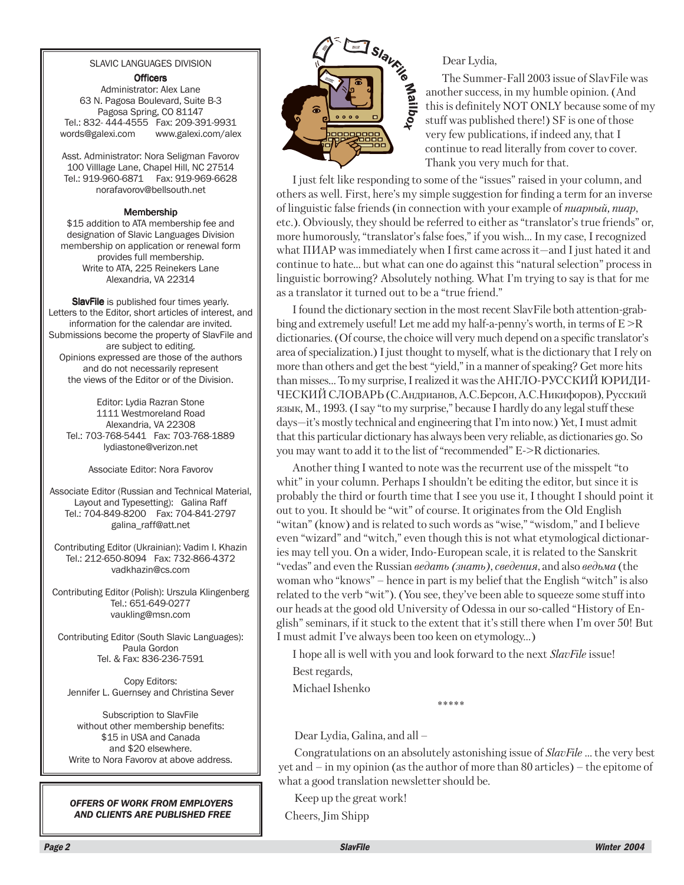SLAVIC LANGUAGES DIVISION

**Officers**

Administrator: Alex Lane
63 N. Pagosa Boulevard, Suite B-3
Pagosa Spring, CO 81147
Tel.: 832- 444-4555 Fax: 209-391-9931
words@galexi.com www.galexi.com/alex

Asst. Administrator: Nora Seligman Favorov
100 Villlage Lane, Chapel Hill, NC 27514
Tel.: 919-960-6871 Fax: 919-969-6628
norafavorov@bellsouth.net

**Membership**

$15 addition to ATA membership fee and designation of Slavic Languages Division membership on application or renewal form provides full membership.
Write to ATA, 225 Reinekers Lane
Alexandria, VA 22314

**SlavFile** is published four times yearly. Letters to the Editor, short articles of interest, and information for the calendar are invited. Submissions become the property of SlavFile and are subject to editing.
Opinions expressed are those of the authors and do not necessarily represent the views of the Editor or of the Division.

Editor: Lydia Razran Stone
1111 Westmoreland Road
Alexandria, VA 22308
Tel.: 703-768-5441 Fax: 703-768-1889
lydiastone@verizon.net

Associate Editor: Nora Favorov

Associate Editor (Russian and Technical Material, Layout and Typesetting): Galina Raff
Tel.: 704-849-8200 Fax: 704-841-2797
galina_raff@att.net

Contributing Editor (Ukrainian): Vadim I. Khazin
Tel.: 212-650-8094 Fax: 732-866-4372
vadkhazin@cs.com

Contributing Editor (Polish): Urszula Klingenberg
Tel.: 651-649-0277
vaukling@msn.com

Contributing Editor (South Slavic Languages):
Paula Gordon
Tel. & Fax: 836-236-7591

Copy Editors:
Jennifer L. Guernsey and Christina Sever

Subscription to SlavFile without other membership benefits:
$15 in USA and Canada
and $20 elsewhere.
Write to Nora Favorov at above address.

***OFFERS OF WORK FROM EMPLOYERS AND CLIENTS ARE PUBLISHED FREE***

## SlavFile Mailbox

Dear Lydia,

The Summer-Fall 2003 issue of SlavFile was another success, in my humble opinion. (And this is definitely NOT ONLY because some of my stuff was published there!) SF is one of those very few publications, if indeed any, that I continue to read literally from cover to cover. Thank you very much for that.

I just felt like responding to some of the "issues" raised in your column, and others as well. First, here's my simple suggestion for finding a term for an inverse of linguistic false friends (in connection with your example of *пиарный, пиар*, etc.). Obviously, they should be referred to either as "translator's true friends" or, more humorously, "translator's false foes," if you wish... In my case, I recognized what ПИАР was immediately when I first came across it—and I just hated it and continue to hate... but what can one do against this "natural selection" process in linguistic borrowing? Absolutely nothing. What I'm trying to say is that for me as a translator it turned out to be a "true friend."

I found the dictionary section in the most recent SlavFile both attention-grabbing and extremely useful! Let me add my half-a-penny's worth, in terms of E >R dictionaries. (Of course, the choice will very much depend on a specific translator's area of specialization.) I just thought to myself, what is the dictionary that I rely on more than others and get the best "yield," in a manner of speaking? Get more hits than misses... To my surprise, I realized it was the АНГЛО-РУССКИЙ ЮРИДИЧЕСКИЙ СЛОВАРЬ (С.Андрианов, А.С.Берсон, А.С.Никифоров), Русский язык, М., 1993. (I say "to my surprise," because I hardly do any legal stuff these days—it's mostly technical and engineering that I'm into now.) Yet, I must admit that this particular dictionary has always been very reliable, as dictionaries go. So you may want to add it to the list of "recommended" E->R dictionaries.

Another thing I wanted to note was the recurrent use of the misspelt "to whit" in your column. Perhaps I shouldn't be editing the editor, but since it is probably the third or fourth time that I see you use it, I thought I should point it out to you. It should be "wit" of course. It originates from the Old English "witan" (know) and is related to such words as "wise," "wisdom," and I believe even "wizard" and "witch," even though this is not what etymological dictionaries may tell you. On a wider, Indo-European scale, it is related to the Sanskrit "vedas" and even the Russian *ведать (знать)*, *сведения*, and also *ведьма* (the woman who "knows" – hence in part is my belief that the English "witch" is also related to the verb "wit"). (You see, they've been able to squeeze some stuff into our heads at the good old University of Odessa in our so-called "History of English" seminars, if it stuck to the extent that it's still there when I'm over 50! But I must admit I've always been too keen on etymology...)

I hope all is well with you and look forward to the next *SlavFile* issue!

Best regards,

Michael Ishenko

\*\*\*\*\*

Dear Lydia, Galina, and all –

Congratulations on an absolutely astonishing issue of *SlavFile* ... the very best yet and – in my opinion (as the author of more than 80 articles) – the epitome of what a good translation newsletter should be.

Keep up the great work!

Cheers, Jim Shipp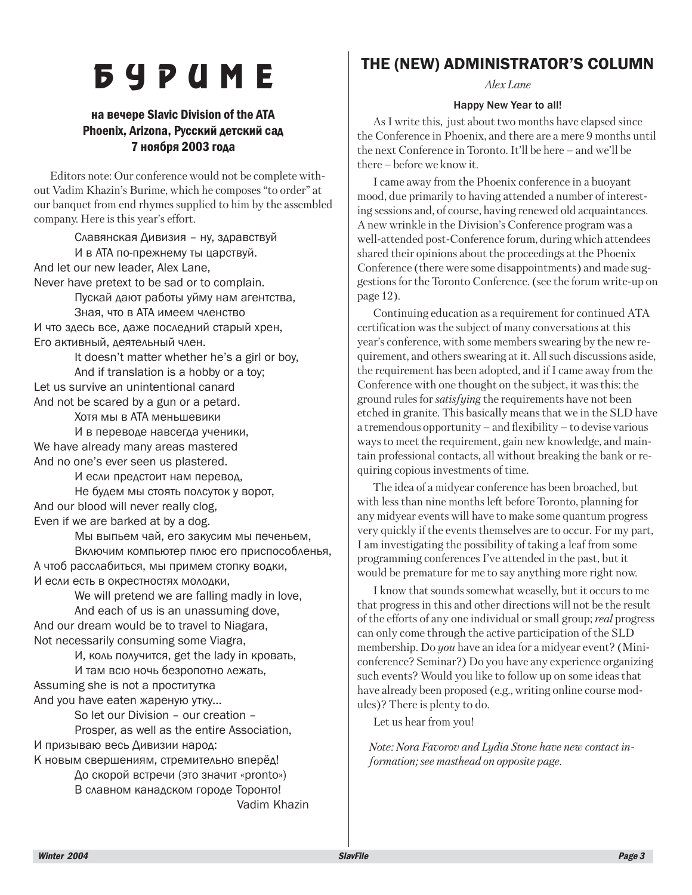# БУРИМЕ

**на вечере Slavic Division of the ATA**
**Phoenix, Arizona, Русский детский сад**
**7 ноября 2003 года**

Editors note: Our conference would not be complete without Vadim Khazin's Burime, which he composes "to order" at our banquet from end rhymes supplied to him by the assembled company. Here is this year's effort.

Славянская Дивизия – ну, здравствуй
И в ATA по-прежнему ты царствуй.
And let our new leader, Alex Lane,
Never have pretext to be sad or to complain.
Пускай дают работы уйму нам агентства,
Зная, что в ATA имеем членство
И что здесь все, даже последний старый хрен,
Его активный, деятельный член.
It doesn't matter whether he's a girl or boy,
And if translation is a hobby or a toy;
Let us survive an unintentional canard
And not be scared by a gun or a petard.
Хотя мы в ATA меньшевики
И в переводе навсегда ученики,
We have already many areas mastered
And no one's ever seen us plastered.
И если предстоит нам перевод,
Не будем мы стоять полсуток у ворот,
And our blood will never really clog,
Even if we are barked at by a dog.
Мы выпьем чай, его закусим мы печеньем,
Включим компьютер плюс его приспособленья,
А чтоб расслабиться, мы примем стопку водки,
И если есть в окрестностях молодки,
We will pretend we are falling madly in love,
And each of us is an unassuming dove,
And our dream would be to travel to Niagara,
Not necessarily consuming some Viagra,
И, коль получится, get the lady in кровать,
И там всю ночь безропотно лежать,
Assuming she is not a проститутка
And you have eaten жареную утку…
So let our Division – our creation –
Prosper, as well as the entire Association,
И призываю весь Дивизии народ:
К новым свершениям, стремительно вперёд!
До скорой встречи (это значит «pronto»)
В славном канадском городе Торонто!

Vadim Khazin

## THE (NEW) ADMINISTRATOR'S COLUMN

*Alex Lane*

**Happy New Year to all!**

As I write this, just about two months have elapsed since the Conference in Phoenix, and there are a mere 9 months until the next Conference in Toronto. It'll be here – and we'll be there – before we know it.

I came away from the Phoenix conference in a buoyant mood, due primarily to having attended a number of interesting sessions and, of course, having renewed old acquaintances. A new wrinkle in the Division's Conference program was a well-attended post-Conference forum, during which attendees shared their opinions about the proceedings at the Phoenix Conference (there were some disappointments) and made suggestions for the Toronto Conference. (see the forum write-up on page 12).

Continuing education as a requirement for continued ATA certification was the subject of many conversations at this year's conference, with some members swearing by the new requirement, and others swearing at it. All such discussions aside, the requirement has been adopted, and if I came away from the Conference with one thought on the subject, it was this: the ground rules for *satisfying* the requirements have not been etched in granite. This basically means that we in the SLD have a tremendous opportunity – and flexibility – to devise various ways to meet the requirement, gain new knowledge, and maintain professional contacts, all without breaking the bank or requiring copious investments of time.

The idea of a midyear conference has been broached, but with less than nine months left before Toronto, planning for any midyear events will have to make some quantum progress very quickly if the events themselves are to occur. For my part, I am investigating the possibility of taking a leaf from some programming conferences I've attended in the past, but it would be premature for me to say anything more right now.

I know that sounds somewhat weaselly, but it occurs to me that progress in this and other directions will not be the result of the efforts of any one individual or small group; *real* progress can only come through the active participation of the SLD membership. Do *you* have an idea for a midyear event? (Mini-conference? Seminar?) Do you have any experience organizing such events? Would you like to follow up on some ideas that have already been proposed (e.g., writing online course modules)? There is plenty to do.

Let us hear from you!

*Note: Nora Favorov and Lydia Stone have new contact information; see masthead on opposite page.*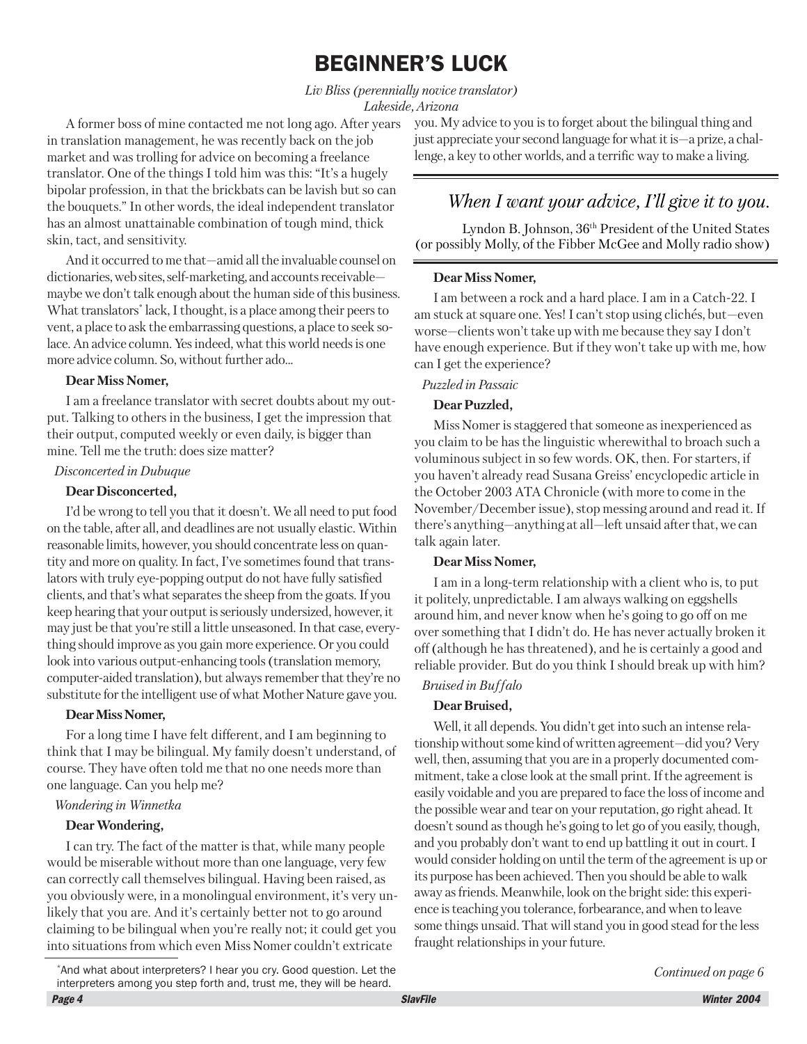# BEGINNER'S LUCK

*Liv Bliss (perennially novice translator)*
*Lakeside, Arizona*

A former boss of mine contacted me not long ago. After years in translation management, he was recently back on the job market and was trolling for advice on becoming a freelance translator. One of the things I told him was this: "It's a hugely bipolar profession, in that the brickbats can be lavish but so can the bouquets." In other words, the ideal independent translator has an almost unattainable combination of tough mind, thick skin, tact, and sensitivity.

And it occurred to me that—amid all the invaluable counsel on dictionaries, web sites, self-marketing, and accounts receivable—maybe we don't talk enough about the human side of this business. What translators* lack, I thought, is a place among their peers to vent, a place to ask the embarrassing questions, a place to seek solace. An advice column. Yes indeed, what this world needs is one more advice column. So, without further ado...

**Dear Miss Nomer,**

I am a freelance translator with secret doubts about my output. Talking to others in the business, I get the impression that their output, computed weekly or even daily, is bigger than mine. Tell me the truth: does size matter?

*Disconcerted in Dubuque*

**Dear Disconcerted,**

I'd be wrong to tell you that it doesn't. We all need to put food on the table, after all, and deadlines are not usually elastic. Within reasonable limits, however, you should concentrate less on quantity and more on quality. In fact, I've sometimes found that translators with truly eye-popping output do not have fully satisfied clients, and that's what separates the sheep from the goats. If you keep hearing that your output is seriously undersized, however, it may just be that you're still a little unseasoned. In that case, everything should improve as you gain more experience. Or you could look into various output-enhancing tools (translation memory, computer-aided translation), but always remember that they're no substitute for the intelligent use of what Mother Nature gave you.

**Dear Miss Nomer,**

For a long time I have felt different, and I am beginning to think that I may be bilingual. My family doesn't understand, of course. They have often told me that no one needs more than one language. Can you help me?

*Wondering in Winnetka*

**Dear Wondering,**

I can try. The fact of the matter is that, while many people would be miserable without more than one language, very few can correctly call themselves bilingual. Having been raised, as you obviously were, in a monolingual environment, it's very unlikely that you are. And it's certainly better not to go around claiming to be bilingual when you're really not; it could get you into situations from which even Miss Nomer couldn't extricate you. My advice to you is to forget about the bilingual thing and just appreciate your second language for what it is—a prize, a challenge, a key to other worlds, and a terrific way to make a living.

---

## *When I want your advice, I'll give it to you.*

Lyndon B. Johnson, 36th President of the United States
(or possibly Molly, of the Fibber McGee and Molly radio show)

---

**Dear Miss Nomer,**

I am between a rock and a hard place. I am in a Catch-22. I am stuck at square one. Yes! I can't stop using clichés, but—even worse—clients won't take up with me because they say I don't have enough experience. But if they won't take up with me, how can I get the experience?

*Puzzled in Passaic*

**Dear Puzzled,**

Miss Nomer is staggered that someone as inexperienced as you claim to be has the linguistic wherewithal to broach such a voluminous subject in so few words. OK, then. For starters, if you haven't already read Susana Greiss' encyclopedic article in the October 2003 ATA Chronicle (with more to come in the November/December issue), stop messing around and read it. If there's anything—anything at all—left unsaid after that, we can talk again later.

**Dear Miss Nomer,**

I am in a long-term relationship with a client who is, to put it politely, unpredictable. I am always walking on eggshells around him, and never know when he's going to go off on me over something that I didn't do. He has never actually broken it off (although he has threatened), and he is certainly a good and reliable provider. But do you think I should break up with him?

*Bruised in Buffalo*

**Dear Bruised,**

Well, it all depends. You didn't get into such an intense relationship without some kind of written agreement—did you? Very well, then, assuming that you are in a properly documented commitment, take a close look at the small print. If the agreement is easily voidable and you are prepared to face the loss of income and the possible wear and tear on your reputation, go right ahead. It doesn't sound as though he's going to let go of you easily, though, and you probably don't want to end up battling it out in court. I would consider holding on until the term of the agreement is up or its purpose has been achieved. Then you should be able to walk away as friends. Meanwhile, look on the bright side: this experience is teaching you tolerance, forbearance, and when to leave some things unsaid. That will stand you in good stead for the less fraught relationships in your future.

*Continued on page 6*

---

*And what about interpreters? I hear you cry. Good question. Let the interpreters among you step forth and, trust me, they will be heard.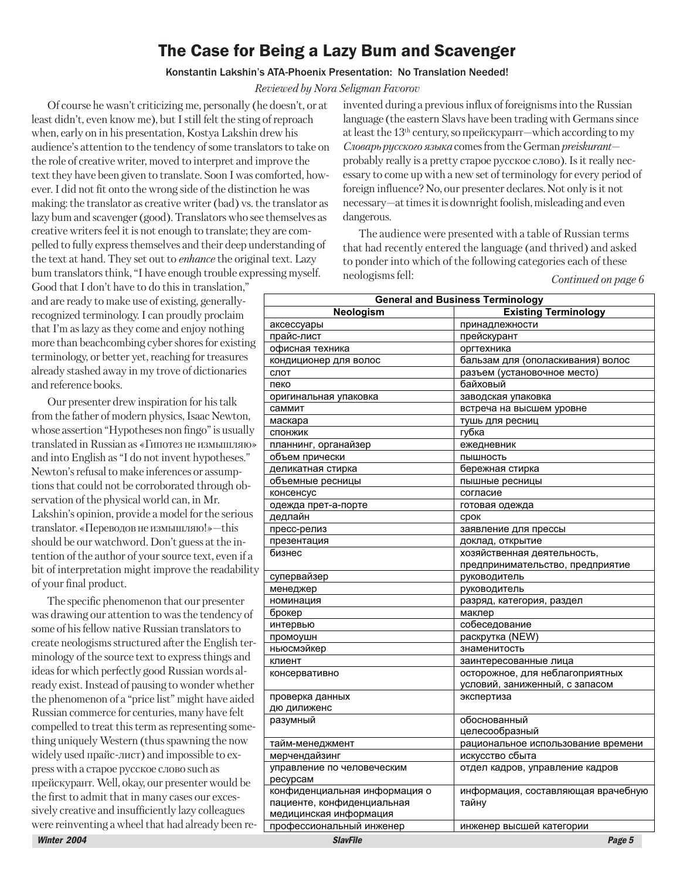# The Case for Being a Lazy Bum and Scavenger

### Konstantin Lakshin's ATA-Phoenix Presentation: No Translation Needed!

*Reviewed by Nora Seligman Favorov*

Of course he wasn't criticizing me, personally (he doesn't, or at least didn't, even know me), but I still felt the sting of reproach when, early on in his presentation, Kostya Lakshin drew his audience's attention to the tendency of some translators to take on the role of creative writer, moved to interpret and improve the text they have been given to translate. Soon I was comforted, however. I did not fit onto the wrong side of the distinction he was making: the translator as creative writer (bad) vs. the translator as lazy bum and scavenger (good). Translators who see themselves as creative writers feel it is not enough to translate; they are compelled to fully express themselves and their deep understanding of the text at hand. They set out to *enhance* the original text. Lazy bum translators think, "I have enough trouble expressing myself. Good that I don't have to do this in translation," and are ready to make use of existing, generally-recognized terminology. I can proudly proclaim that I'm as lazy as they come and enjoy nothing more than beachcombing cyber shores for existing terminology, or better yet, reaching for treasures already stashed away in my trove of dictionaries and reference books.

Our presenter drew inspiration for his talk from the father of modern physics, Isaac Newton, whose assertion "Hypotheses non fingo" is usually translated in Russian as «Гипотез не измышляю» and into English as "I do not invent hypotheses." Newton's refusal to make inferences or assumptions that could not be corroborated through observation of the physical world can, in Mr. Lakshin's opinion, provide a model for the serious translator. «Переводов не измышляю!»—this should be our watchword. Don't guess at the intention of the author of your source text, even if a bit of interpretation might improve the readability of your final product.

The specific phenomenon that our presenter was drawing our attention to was the tendency of some of his fellow native Russian translators to create neologisms structured after the English terminology of the source text to express things and ideas for which perfectly good Russian words already exist. Instead of pausing to wonder whether the phenomenon of a "price list" might have aided Russian commerce for centuries, many have felt compelled to treat this term as representing something uniquely Western (thus spawning the now widely used прайс-лист) and impossible to express with a старое русское слово such as прейскурант. Well, okay, our presenter would be the first to admit that in many cases our excessively creative and insufficiently lazy colleagues were reinventing a wheel that had already been reinvented during a previous influx of foreignisms into the Russian language (the eastern Slavs have been trading with Germans since at least the 13th century, so прейскурант—which according to my *Словарь русского языка* comes from the German *preiskurant*—probably really is a pretty старое русское слово). Is it really necessary to come up with a new set of terminology for every period of foreign influence? No, our presenter declares. Not only is it not necessary—at times it is downright foolish, misleading and even dangerous.

The audience were presented with a table of Russian terms that had recently entered the language (and thrived) and asked to ponder into which of the following categories each of these neologisms fell:

*Continued on page 6*

| General and Business Terminology | |
|---|---|
| **Neologism** | **Existing Terminology** |
| аксессуары | принадлежности |
| прайс-лист | прейскурант |
| офисная техника | оргтехника |
| кондиционер для волос | бальзам для (ополаскивания) волос |
| слот | разъем (установочное место) |
| пеко | байховый |
| оригинальная упаковка | заводская упаковка |
| саммит | встреча на высшем уровне |
| маскара | тушь для ресниц |
| спонжик | губка |
| планнинг, органайзер | ежедневник |
| объем прически | пышность |
| деликатная стирка | бережная стирка |
| объемные ресницы | пышные ресницы |
| консенсус | согласие |
| одежда прет-а-порте | готовая одежда |
| дедлайн | срок |
| пресс-релиз | заявление для прессы |
| презентация | доклад, открытие |
| бизнес | хозяйственная деятельность, предпринимательство, предприятие |
| супервайзер | руководитель |
| менеджер | руководитель |
| номинация | разряд, категория, раздел |
| брокер | маклер |
| интервью | собеседование |
| промоушн | раскрутка (NEW) |
| ньюсмэйкер | знаменитость |
| клиент | заинтересованные лица |
| консервативно | осторожное, для неблагоприятных условий, заниженный, с запасом |
| проверка данных дю дилиженс | экспертиза |
| разумный | обоснованный целесообразный |
| тайм-менеджмент | рациональное использование времени |
| мерчендайзинг | искусство сбыта |
| управление по человеческим ресурсам | отдел кадров, управление кадров |
| конфиденциальная информация о пациенте, конфиденциальная медицинская информация | информация, составляющая врачебную тайну |
| профессиональный инженер | инженер высшей категории |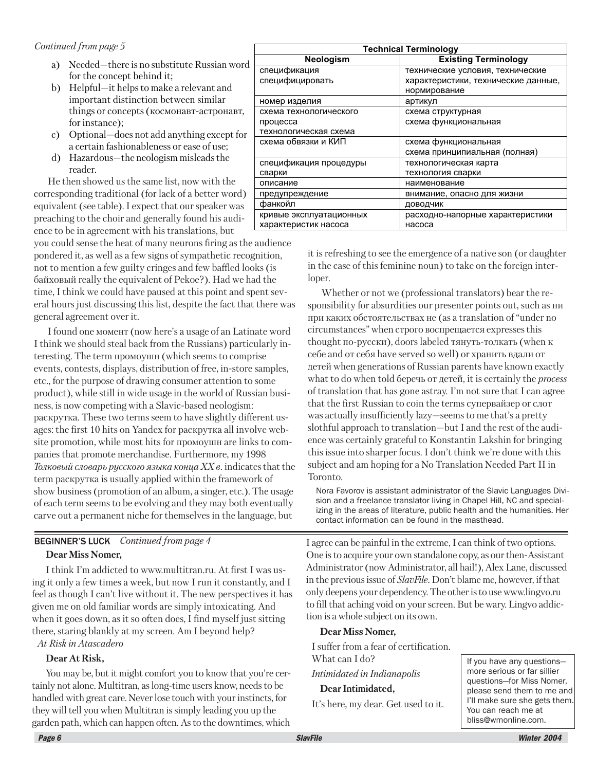*Continued from page 5*

a) Needed—there is no substitute Russian word for the concept behind it;

b) Helpful—it helps to make a relevant and important distinction between similar things or concepts (космонавт-астронавт, for instance);

c) Optional—does not add anything except for a certain fashionableness or ease of use;

d) Hazardous—the neologism misleads the reader.

He then showed us the same list, now with the corresponding traditional (for lack of a better word) equivalent (see table). I expect that our speaker was preaching to the choir and generally found his audience to be in agreement with his translations, but you could sense the heat of many neurons firing as the audience pondered it, as well as a few signs of sympathetic recognition, not to mention a few guilty cringes and few baffled looks (is байховый really the equivalent of Pekoe?). Had we had the time, I think we could have paused at this point and spent several hours just discussing this list, despite the fact that there was general agreement over it.

| Technical Terminology | |
|---|---|
| **Neologism** | **Existing Terminology** |
| спецификация спецификировать | технические условия, технические характеристики, технические данные, нормирование |
| номер изделия | артикул |
| схема технологического процесса технологическая схема | схема структурная схема функциональная |
| схема обвязки и КИП | схема функциональная схема принципиальная (полная) |
| спецификация процедуры сварки | технологическая карта технология сварки |
| описание | наименование |
| предупреждение | внимание, опасно для жизни |
| фанкойл | доводчик |
| кривые эксплуатационных характеристик насоса | расходно-напорные характеристики насоса |

I found one момент (now here's a usage of an Latinate word I think we should steal back from the Russians) particularly interesting. The term промоушн (which seems to comprise events, contests, displays, distribution of free, in-store samples, etc., for the purpose of drawing consumer attention to some product), while still in wide usage in the world of Russian business, is now competing with a Slavic-based neologism: раскрутка. These two terms seem to have slightly different usages: the first 10 hits on Yandex for раскрутка all involve website promotion, while most hits for промоушн are links to companies that promote merchandise. Furthermore, my 1998 *Толковый словарь русского языка конца XX в*. indicates that the term раскрутка is usually applied within the framework of show business (promotion of an album, a singer, etc.). The usage of each term seems to be evolving and they may both eventually carve out a permanent niche for themselves in the language, but it is refreshing to see the emergence of a native son (or daughter in the case of this feminine noun) to take on the foreign interloper.

Whether or not we (professional translators) bear the responsibility for absurdities our presenter points out, such as ни при каких обстоятельствах не (as a translation of "under no circumstances" when строго воспрещается expresses this thought по-русски), doors labeled тянуть-толкать (when к себе and от себя have served so well) or хранить вдали от детей when generations of Russian parents have known exactly what to do when told беречь от детей, it is certainly the *process* of translation that has gone astray. I'm not sure that I can agree that the first Russian to coin the terms супервайзер or слот was actually insufficiently lazy—seems to me that's a pretty slothful approach to translation—but I and the rest of the audience was certainly grateful to Konstantin Lakshin for bringing this issue into sharper focus. I don't think we're done with this subject and am hoping for a No Translation Needed Part II in Toronto.

Nora Favorov is assistant administrator of the Slavic Languages Division and a freelance translator living in Chapel Hill, NC and specializing in the areas of literature, public health and the humanities. Her contact information can be found in the masthead.

---

**BEGINNER'S LUCK** *Continued from page 4*

**Dear Miss Nomer,**

I think I'm addicted to www.multitran.ru. At first I was using it only a few times a week, but now I run it constantly, and I feel as though I can't live without it. The new perspectives it has given me on old familiar words are simply intoxicating. And when it goes down, as it so often does, I find myself just sitting there, staring blankly at my screen. Am I beyond help?
*At Risk in Atascadero*

**Dear At Risk,**

You may be, but it might comfort you to know that you're certainly not alone. Multitran, as long-time users know, needs to be handled with great care. Never lose touch with your instincts, for they will tell you when Multitran is simply leading you up the garden path, which can happen often. As to the downtimes, which I agree can be painful in the extreme, I can think of two options. One is to acquire your own standalone copy, as our then-Assistant Administrator (now Administrator, all hail!), Alex Lane, discussed in the previous issue of *SlavFile*. Don't blame me, however, if that only deepens your dependency. The other is to use www.lingvo.ru to fill that aching void on your screen. But be wary. Lingvo addiction is a whole subject on its own.

**Dear Miss Nomer,**

I suffer from a fear of certification. What can I do?
*Intimidated in Indianapolis*

**Dear Intimidated,**

It's here, my dear. Get used to it.

If you have any questions—more serious or far sillier questions—for Miss Nomer, please send them to me and I'll make sure she gets them. You can reach me at bliss@wmonline.com.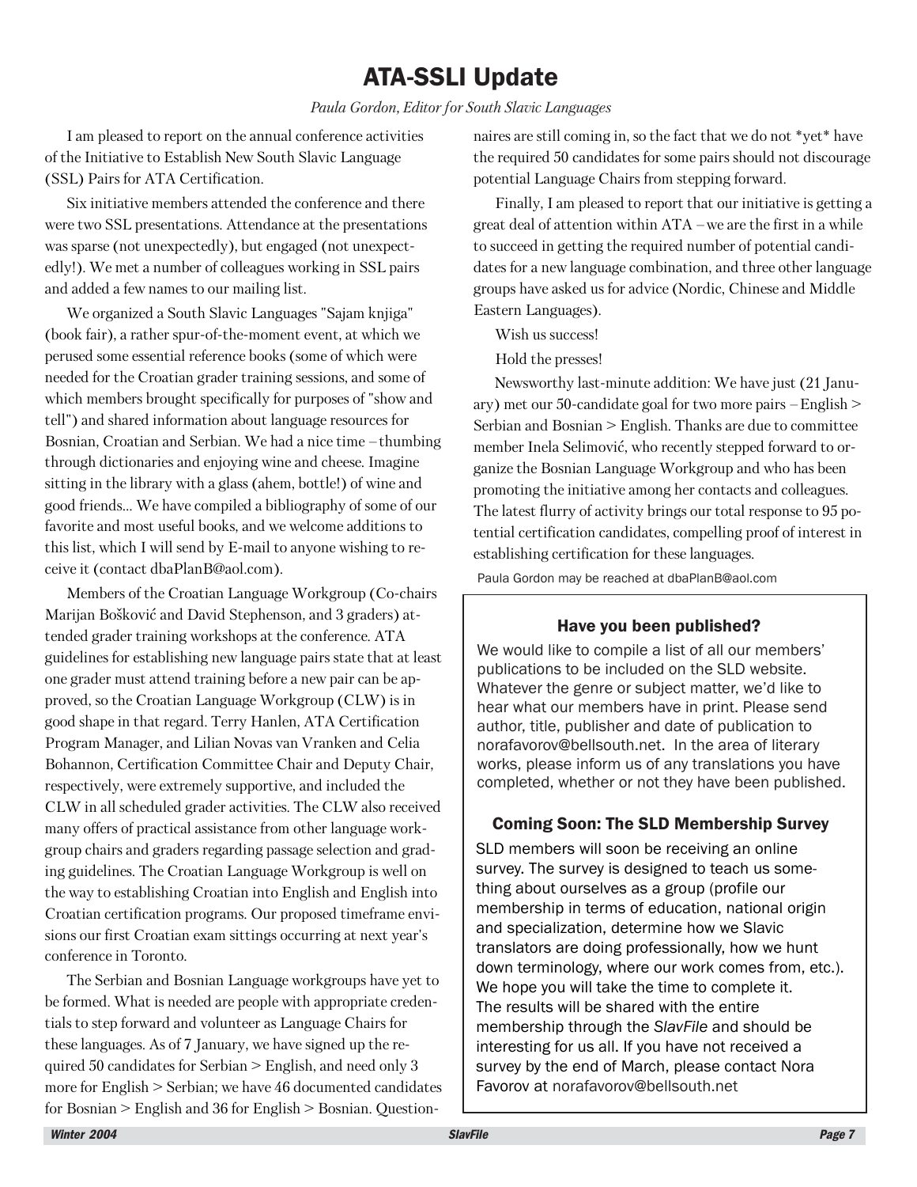# ATA-SSLI Update

*Paula Gordon, Editor for South Slavic Languages*

I am pleased to report on the annual conference activities of the Initiative to Establish New South Slavic Language (SSL) Pairs for ATA Certification.

Six initiative members attended the conference and there were two SSL presentations. Attendance at the presentations was sparse (not unexpectedly), but engaged (not unexpectedly!). We met a number of colleagues working in SSL pairs and added a few names to our mailing list.

We organized a South Slavic Languages "Sajam knjiga" (book fair), a rather spur-of-the-moment event, at which we perused some essential reference books (some of which were needed for the Croatian grader training sessions, and some of which members brought specifically for purposes of "show and tell") and shared information about language resources for Bosnian, Croatian and Serbian. We had a nice time – thumbing through dictionaries and enjoying wine and cheese. Imagine sitting in the library with a glass (ahem, bottle!) of wine and good friends... We have compiled a bibliography of some of our favorite and most useful books, and we welcome additions to this list, which I will send by E-mail to anyone wishing to receive it (contact dbaPlanB@aol.com).

Members of the Croatian Language Workgroup (Co-chairs Marijan Bošković and David Stephenson, and 3 graders) attended grader training workshops at the conference. ATA guidelines for establishing new language pairs state that at least one grader must attend training before a new pair can be approved, so the Croatian Language Workgroup (CLW) is in good shape in that regard. Terry Hanlen, ATA Certification Program Manager, and Lilian Novas van Vranken and Celia Bohannon, Certification Committee Chair and Deputy Chair, respectively, were extremely supportive, and included the CLW in all scheduled grader activities. The CLW also received many offers of practical assistance from other language workgroup chairs and graders regarding passage selection and grading guidelines. The Croatian Language Workgroup is well on the way to establishing Croatian into English and English into Croatian certification programs. Our proposed timeframe envisions our first Croatian exam sittings occurring at next year's conference in Toronto.

The Serbian and Bosnian Language workgroups have yet to be formed. What is needed are people with appropriate credentials to step forward and volunteer as Language Chairs for these languages. As of 7 January, we have signed up the required 50 candidates for Serbian > English, and need only 3 more for English > Serbian; we have 46 documented candidates for Bosnian > English and 36 for English > Bosnian. Questionnaires are still coming in, so the fact that we do not *yet* have the required 50 candidates for some pairs should not discourage potential Language Chairs from stepping forward.

Finally, I am pleased to report that our initiative is getting a great deal of attention within ATA – we are the first in a while to succeed in getting the required number of potential candidates for a new language combination, and three other language groups have asked us for advice (Nordic, Chinese and Middle Eastern Languages).

Wish us success!

Hold the presses!

Newsworthy last-minute addition: We have just (21 January) met our 50-candidate goal for two more pairs – English > Serbian and Bosnian > English. Thanks are due to committee member Inela Selimović, who recently stepped forward to organize the Bosnian Language Workgroup and who has been promoting the initiative among her contacts and colleagues. The latest flurry of activity brings our total response to 95 potential certification candidates, compelling proof of interest in establishing certification for these languages.

Paula Gordon may be reached at dbaPlanB@aol.com

## Have you been published?

We would like to compile a list of all our members' publications to be included on the SLD website. Whatever the genre or subject matter, we'd like to hear what our members have in print. Please send author, title, publisher and date of publication to norafavorov@bellsouth.net. In the area of literary works, please inform us of any translations you have completed, whether or not they have been published.

## Coming Soon: The SLD Membership Survey

SLD members will soon be receiving an online survey. The survey is designed to teach us something about ourselves as a group (profile our membership in terms of education, national origin and specialization, determine how we Slavic translators are doing professionally, how we hunt down terminology, where our work comes from, etc.). We hope you will take the time to complete it. The results will be shared with the entire membership through the *SlavFile* and should be interesting for us all. If you have not received a survey by the end of March, please contact Nora Favorov at norafavorov@bellsouth.net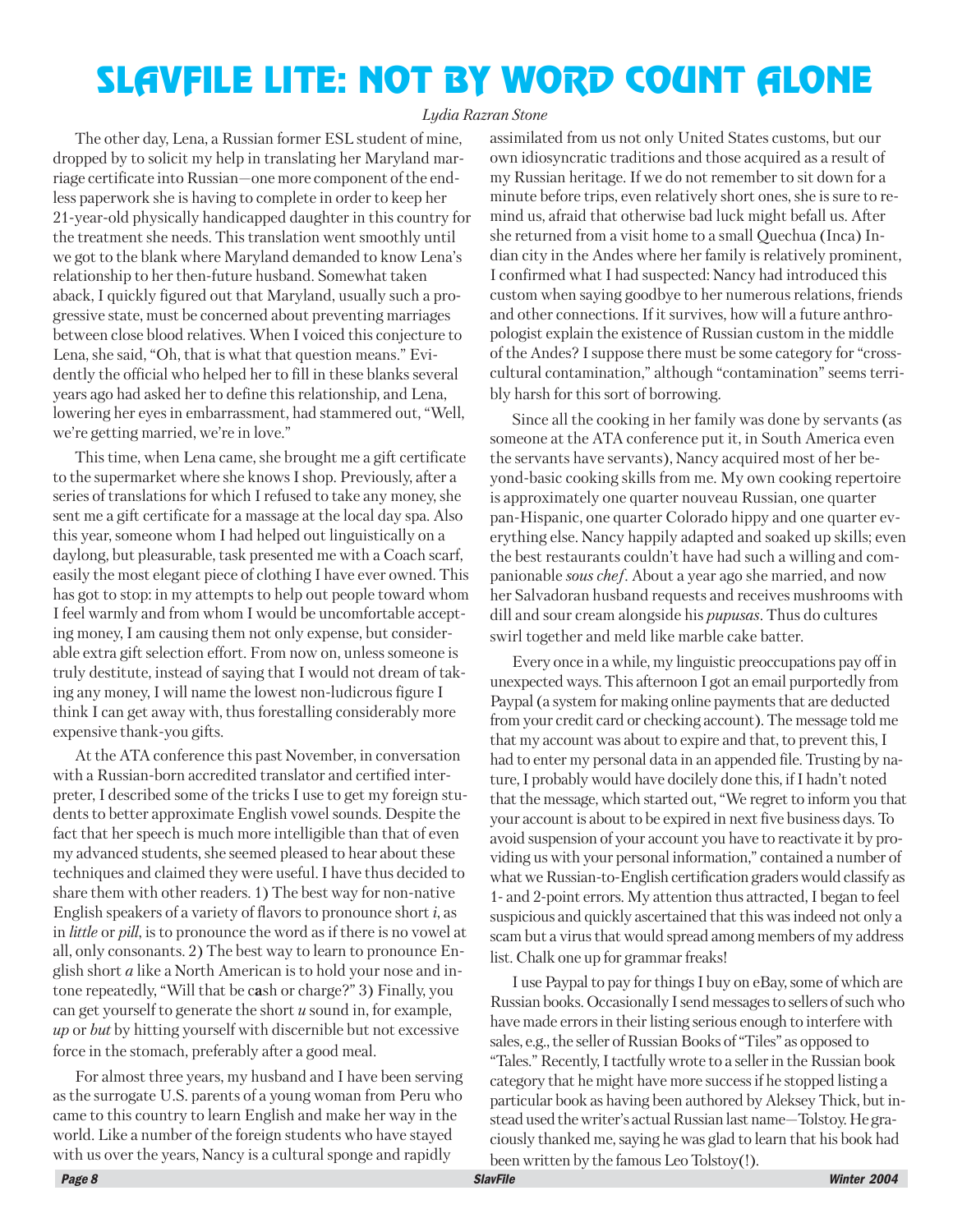# SLAVFILE LITE: NOT BY WORD COUNT ALONE

*Lydia Razran Stone*

The other day, Lena, a Russian former ESL student of mine, dropped by to solicit my help in translating her Maryland marriage certificate into Russian—one more component of the endless paperwork she is having to complete in order to keep her 21-year-old physically handicapped daughter in this country for the treatment she needs. This translation went smoothly until we got to the blank where Maryland demanded to know Lena's relationship to her then-future husband. Somewhat taken aback, I quickly figured out that Maryland, usually such a progressive state, must be concerned about preventing marriages between close blood relatives. When I voiced this conjecture to Lena, she said, "Oh, that is what that question means." Evidently the official who helped her to fill in these blanks several years ago had asked her to define this relationship, and Lena, lowering her eyes in embarrassment, had stammered out, "Well, we're getting married, we're in love."

This time, when Lena came, she brought me a gift certificate to the supermarket where she knows I shop. Previously, after a series of translations for which I refused to take any money, she sent me a gift certificate for a massage at the local day spa. Also this year, someone whom I had helped out linguistically on a daylong, but pleasurable, task presented me with a Coach scarf, easily the most elegant piece of clothing I have ever owned. This has got to stop: in my attempts to help out people toward whom I feel warmly and from whom I would be uncomfortable accepting money, I am causing them not only expense, but considerable extra gift selection effort. From now on, unless someone is truly destitute, instead of saying that I would not dream of taking any money, I will name the lowest non-ludicrous figure I think I can get away with, thus forestalling considerably more expensive thank-you gifts.

At the ATA conference this past November, in conversation with a Russian-born accredited translator and certified interpreter, I described some of the tricks I use to get my foreign students to better approximate English vowel sounds. Despite the fact that her speech is much more intelligible than that of even my advanced students, she seemed pleased to hear about these techniques and claimed they were useful. I have thus decided to share them with other readers. 1) The best way for non-native English speakers of a variety of flavors to pronounce short *i*, as in *little* or *pill*, is to pronounce the word as if there is no vowel at all, only consonants. 2) The best way to learn to pronounce English short *a* like a North American is to hold your nose and intone repeatedly, "Will that be c**a**sh or charge?" 3) Finally, you can get yourself to generate the short *u* sound in, for example, *up* or *but* by hitting yourself with discernible but not excessive force in the stomach, preferably after a good meal.

For almost three years, my husband and I have been serving as the surrogate U.S. parents of a young woman from Peru who came to this country to learn English and make her way in the world. Like a number of the foreign students who have stayed with us over the years, Nancy is a cultural sponge and rapidly assimilated from us not only United States customs, but our own idiosyncratic traditions and those acquired as a result of my Russian heritage. If we do not remember to sit down for a minute before trips, even relatively short ones, she is sure to remind us, afraid that otherwise bad luck might befall us. After she returned from a visit home to a small Quechua (Inca) Indian city in the Andes where her family is relatively prominent, I confirmed what I had suspected: Nancy had introduced this custom when saying goodbye to her numerous relations, friends and other connections. If it survives, how will a future anthropologist explain the existence of Russian custom in the middle of the Andes? I suppose there must be some category for "cross-cultural contamination," although "contamination" seems terribly harsh for this sort of borrowing.

Since all the cooking in her family was done by servants (as someone at the ATA conference put it, in South America even the servants have servants), Nancy acquired most of her beyond-basic cooking skills from me. My own cooking repertoire is approximately one quarter nouveau Russian, one quarter pan-Hispanic, one quarter Colorado hippy and one quarter everything else. Nancy happily adapted and soaked up skills; even the best restaurants couldn't have had such a willing and companionable *sous chef*. About a year ago she married, and now her Salvadoran husband requests and receives mushrooms with dill and sour cream alongside his *pupusas*. Thus do cultures swirl together and meld like marble cake batter.

Every once in a while, my linguistic preoccupations pay off in unexpected ways. This afternoon I got an email purportedly from Paypal (a system for making online payments that are deducted from your credit card or checking account). The message told me that my account was about to expire and that, to prevent this, I had to enter my personal data in an appended file. Trusting by nature, I probably would have docilely done this, if I hadn't noted that the message, which started out, "We regret to inform you that your account is about to be expired in next five business days. To avoid suspension of your account you have to reactivate it by providing us with your personal information," contained a number of what we Russian-to-English certification graders would classify as 1- and 2-point errors. My attention thus attracted, I began to feel suspicious and quickly ascertained that this was indeed not only a scam but a virus that would spread among members of my address list. Chalk one up for grammar freaks!

I use Paypal to pay for things I buy on eBay, some of which are Russian books. Occasionally I send messages to sellers of such who have made errors in their listing serious enough to interfere with sales, e.g., the seller of Russian Books of "Tiles" as opposed to "Tales." Recently, I tactfully wrote to a seller in the Russian book category that he might have more success if he stopped listing a particular book as having been authored by Aleksey Thick, but instead used the writer's actual Russian last name—Tolstoy. He graciously thanked me, saying he was glad to learn that his book had been written by the famous Leo Tolstoy(!).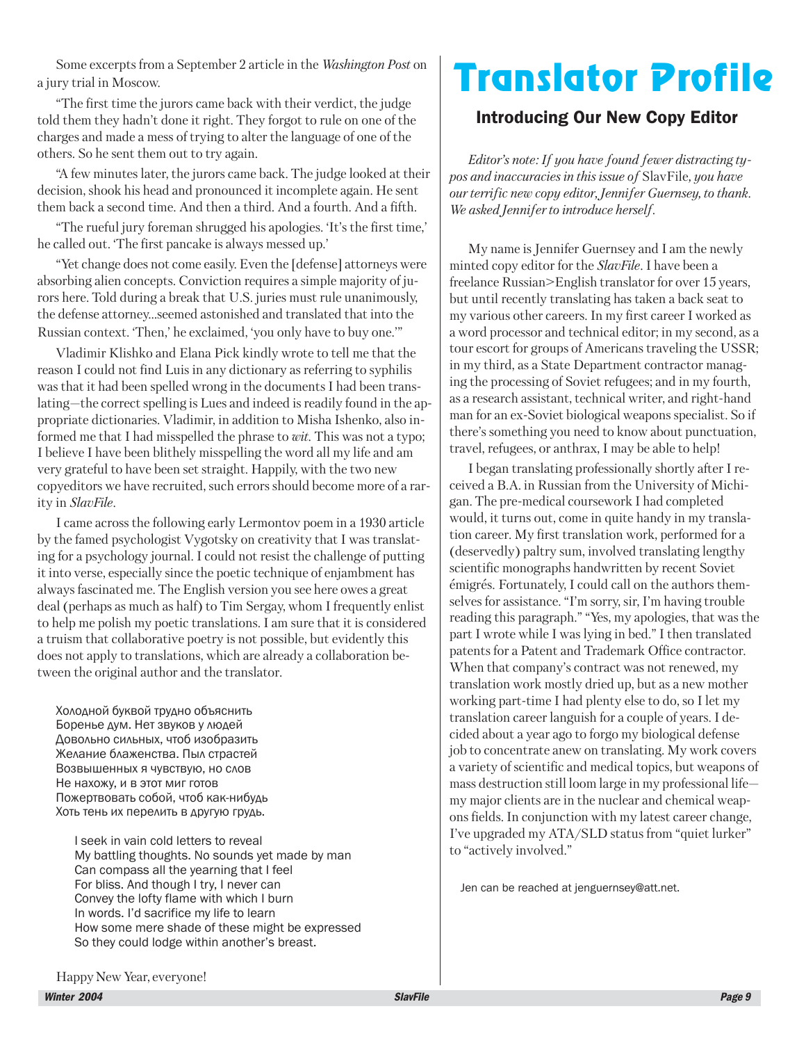Some excerpts from a September 2 article in the *Washington Post* on a jury trial in Moscow.

"The first time the jurors came back with their verdict, the judge told them they hadn't done it right. They forgot to rule on one of the charges and made a mess of trying to alter the language of one of the others. So he sent them out to try again.

"A few minutes later, the jurors came back. The judge looked at their decision, shook his head and pronounced it incomplete again. He sent them back a second time. And then a third. And a fourth. And a fifth.

"The rueful jury foreman shrugged his apologies. 'It's the first time,' he called out. 'The first pancake is always messed up.'

"Yet change does not come easily. Even the [defense] attorneys were absorbing alien concepts. Conviction requires a simple majority of jurors here. Told during a break that U.S. juries must rule unanimously, the defense attorney...seemed astonished and translated that into the Russian context. 'Then,' he exclaimed, 'you only have to buy one.'"

Vladimir Klishko and Elana Pick kindly wrote to tell me that the reason I could not find Luis in any dictionary as referring to syphilis was that it had been spelled wrong in the documents I had been translating—the correct spelling is Lues and indeed is readily found in the appropriate dictionaries. Vladimir, in addition to Misha Ishenko, also informed me that I had misspelled the phrase to *wit*. This was not a typo; I believe I have been blithely misspelling the word all my life and am very grateful to have been set straight. Happily, with the two new copyeditors we have recruited, such errors should become more of a rarity in *SlavFile*.

I came across the following early Lermontov poem in a 1930 article by the famed psychologist Vygotsky on creativity that I was translating for a psychology journal. I could not resist the challenge of putting it into verse, especially since the poetic technique of enjambment has always fascinated me. The English version you see here owes a great deal (perhaps as much as half) to Tim Sergay, whom I frequently enlist to help me polish my poetic translations. I am sure that it is considered a truism that collaborative poetry is not possible, but evidently this does not apply to translations, which are already a collaboration between the original author and the translator.

Холодной буквой трудно объяснить  
Боренье дум. Нет звуков у людей  
Довольно сильных, чтоб изобразить  
Желание блаженства. Пыл страстей  
Возвышенных я чувствую, но слов  
Не нахожу, и в этот миг готов  
Пожертвовать собой, чтоб как-нибудь  
Хоть тень их перелить в другую грудь.

I seek in vain cold letters to reveal  
My battling thoughts. No sounds yet made by man  
Can compass all the yearning that I feel  
For bliss. And though I try, I never can  
Convey the lofty flame with which I burn  
In words. I'd sacrifice my life to learn  
How some mere shade of these might be expressed  
So they could lodge within another's breast.

Happy New Year, everyone!

# Translator Profile

## Introducing Our New Copy Editor

*Editor's note: If you have found fewer distracting typos and inaccuracies in this issue of* SlavFile*, you have our terrific new copy editor, Jennifer Guernsey, to thank. We asked Jennifer to introduce herself.*

My name is Jennifer Guernsey and I am the newly minted copy editor for the *SlavFile*. I have been a freelance Russian>English translator for over 15 years, but until recently translating has taken a back seat to my various other careers. In my first career I worked as a word processor and technical editor; in my second, as a tour escort for groups of Americans traveling the USSR; in my third, as a State Department contractor managing the processing of Soviet refugees; and in my fourth, as a research assistant, technical writer, and right-hand man for an ex-Soviet biological weapons specialist. So if there's something you need to know about punctuation, travel, refugees, or anthrax, I may be able to help!

I began translating professionally shortly after I received a B.A. in Russian from the University of Michigan. The pre-medical coursework I had completed would, it turns out, come in quite handy in my translation career. My first translation work, performed for a (deservedly) paltry sum, involved translating lengthy scientific monographs handwritten by recent Soviet émigrés. Fortunately, I could call on the authors themselves for assistance. "I'm sorry, sir, I'm having trouble reading this paragraph." "Yes, my apologies, that was the part I wrote while I was lying in bed." I then translated patents for a Patent and Trademark Office contractor. When that company's contract was not renewed, my translation work mostly dried up, but as a new mother working part-time I had plenty else to do, so I let my translation career languish for a couple of years. I decided about a year ago to forgo my biological defense job to concentrate anew on translating. My work covers a variety of scientific and medical topics, but weapons of mass destruction still loom large in my professional life—my major clients are in the nuclear and chemical weapons fields. In conjunction with my latest career change, I've upgraded my ATA/SLD status from "quiet lurker" to "actively involved."

Jen can be reached at jenguernsey@att.net.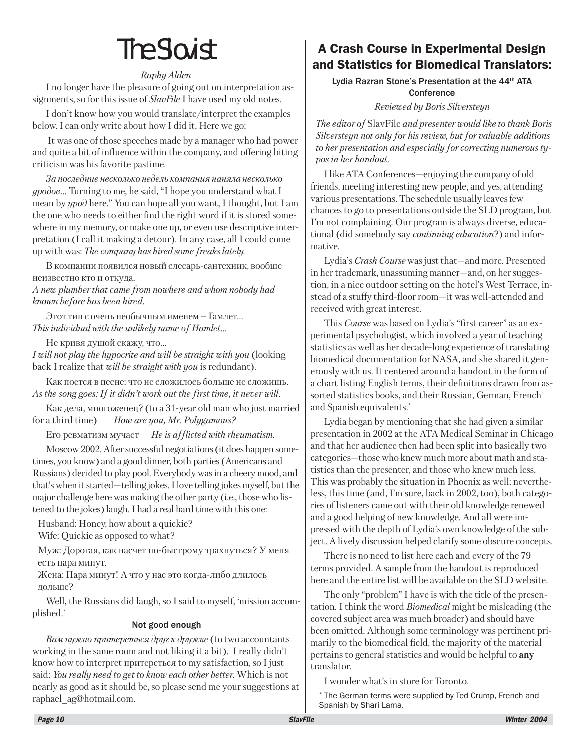# The Slavist

*Raphy Alden*

I no longer have the pleasure of going out on interpretation assignments, so for this issue of *SlavFile* I have used my old notes.

I don't know how you would translate/interpret the examples below. I can only write about how I did it. Here we go:

It was one of those speeches made by a manager who had power and quite a bit of influence within the company, and offering biting criticism was his favorite pastime.

*За последние несколько недель компания наняла несколько уродов*... Turning to me, he said, "I hope you understand what I mean by *урод* here." You can hope all you want, I thought, but I am the one who needs to either find the right word if it is stored somewhere in my memory, or make one up, or even use descriptive interpretation (I call it making a detour). In any case, all I could come up with was: *The company has hired some freaks lately.*

В компании появился новый слесарь-сантехник, вообще неизвестно кто и откуда.
*A new plumber that came from nowhere and whom nobody had known before has been hired.*

Этот тип с очень необычным именем – Гамлет...
*This individual with the unlikely name of Hamlet...*

Не кривя душой скажу, что...
*I will not play the hypocrite and will be straight with you* (looking back I realize that *will be straight with you* is redundant).

Как поется в песне: что не сложилось больше не сложишь.
*As the song goes: If it didn't work out the first time, it never will.*

Как дела, многоженец? (to a 31-year old man who just married for a third time) *How are you, Mr. Polygamous?*

Его ревматизм мучает *He is afflicted with rheumatism.*

Moscow 2002. After successful negotiations (it does happen sometimes, you know) and a good dinner, both parties (Americans and Russians) decided to play pool. Everybody was in a cheery mood, and that's when it started—telling jokes. I love telling jokes myself, but the major challenge here was making the other party (i.e., those who listened to the jokes) laugh. I had a real hard time with this one:

Husband: Honey, how about a quickie?
Wife: Quickie as opposed to what?

Муж: Дорогая, как насчет по-быстрому трахнуться? У меня есть пара минут.
Жена: Пара минут! А что у нас это когда-либо длилось дольше?

Well, the Russians did laugh, so I said to myself, 'mission accomplished.'

### Not good enough

*Вам нужно притереться друг к дружке* (to two accountants working in the same room and not liking it a bit). I really didn't know how to interpret притереться to my satisfaction, so I just said: *You really need to get to know each other better.* Which is not nearly as good as it should be, so please send me your suggestions at raphael_ag@hotmail.com.

## A Crash Course in Experimental Design and Statistics for Biomedical Translators:

### Lydia Razran Stone's Presentation at the 44th ATA Conference

*Reviewed by Boris Silversteyn*

*The editor of* SlavFile *and presenter would like to thank Boris Silversteyn not only for his review, but for valuable additions to her presentation and especially for correcting numerous typos in her handout.*

I like ATA Conferences—enjoying the company of old friends, meeting interesting new people, and yes, attending various presentations. The schedule usually leaves few chances to go to presentations outside the SLD program, but I'm not complaining. Our program is always diverse, educational (did somebody say *continuing education*?) and informative.

Lydia's *Crash Course* was just that—and more. Presented in her trademark, unassuming manner—and, on her suggestion, in a nice outdoor setting on the hotel's West Terrace, instead of a stuffy third-floor room—it was well-attended and received with great interest.

This *Course* was based on Lydia's "first career" as an experimental psychologist, which involved a year of teaching statistics as well as her decade-long experience of translating biomedical documentation for NASA, and she shared it generously with us. It centered around a handout in the form of a chart listing English terms, their definitions drawn from assorted statistics books, and their Russian, German, French and Spanish equivalents.*

Lydia began by mentioning that she had given a similar presentation in 2002 at the ATA Medical Seminar in Chicago and that her audience then had been split into basically two categories—those who knew much more about math and statistics than the presenter, and those who knew much less. This was probably the situation in Phoenix as well; nevertheless, this time (and, I'm sure, back in 2002, too), both categories of listeners came out with their old knowledge renewed and a good helping of new knowledge. And all were impressed with the depth of Lydia's own knowledge of the subject. A lively discussion helped clarify some obscure concepts.

There is no need to list here each and every of the 79 terms provided. A sample from the handout is reproduced here and the entire list will be available on the SLD website.

The only "problem" I have is with the title of the presentation. I think the word *Biomedical* might be misleading (the covered subject area was much broader) and should have been omitted. Although some terminology was pertinent primarily to the biomedical field, the majority of the material pertains to general statistics and would be helpful to **any** translator.

I wonder what's in store for Toronto.

\* The German terms were supplied by Ted Crump, French and Spanish by Shari Lama.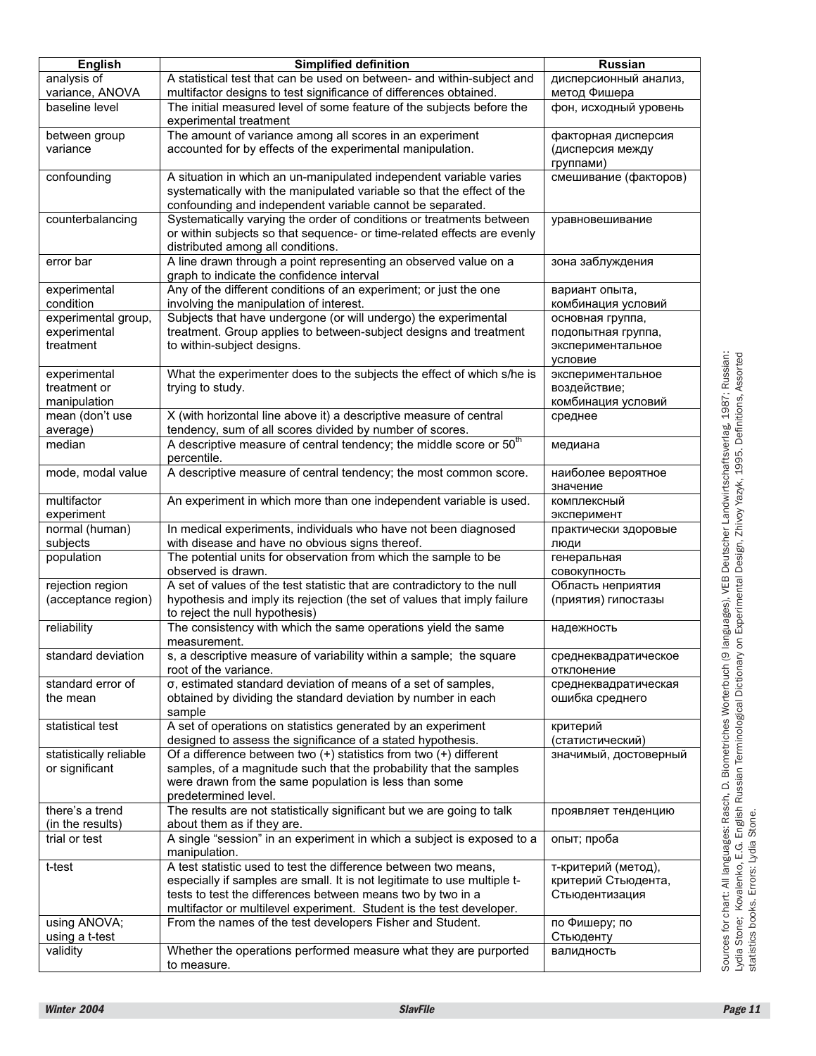| English | Simplified definition | Russian |
|---|---|---|
| analysis of variance, ANOVA | A statistical test that can be used on between- and within-subject and multifactor designs to test significance of differences obtained. | дисперсионный анализ, метод Фишера |
| baseline level | The initial measured level of some feature of the subjects before the experimental treatment | фон, исходный уровень |
| between group variance | The amount of variance among all scores in an experiment accounted for by effects of the experimental manipulation. | факторная дисперсия (дисперсия между группами) |
| confounding | A situation in which an un-manipulated independent variable varies systematically with the manipulated variable so that the effect of the confounding and independent variable cannot be separated. | смешивание (факторов) |
| counterbalancing | Systematically varying the order of conditions or treatments between or within subjects so that sequence- or time-related effects are evenly distributed among all conditions. | уравновешивание |
| error bar | A line drawn through a point representing an observed value on a graph to indicate the confidence interval | зона заблуждения |
| experimental condition | Any of the different conditions of an experiment; or just the one involving the manipulation of interest. | вариант опыта, комбинация условий |
| experimental group, experimental treatment | Subjects that have undergone (or will undergo) the experimental treatment. Group applies to between-subject designs and treatment to within-subject designs. | основная группа, подопытная группа, экспериментальное условие |
| experimental treatment or manipulation | What the experimenter does to the subjects the effect of which s/he is trying to study. | экспериментальное воздействие; комбинация условий |
| mean (don't use average) | X (with horizontal line above it) a descriptive measure of central tendency, sum of all scores divided by number of scores. | среднее |
| median | A descriptive measure of central tendency; the middle score or 50th percentile. | медиана |
| mode, modal value | A descriptive measure of central tendency; the most common score. | наиболее вероятное значение |
| multifactor experiment | An experiment in which more than one independent variable is used. | комплексный эксперимент |
| normal (human) subjects | In medical experiments, individuals who have not been diagnosed with disease and have no obvious signs thereof. | практически здоровые люди |
| population | The potential units for observation from which the sample to be observed is drawn. | генеральная совокупность |
| rejection region (acceptance region) | A set of values of the test statistic that are contradictory to the null hypothesis and imply its rejection (the set of values that imply failure to reject the null hypothesis) | Область неприятия (приятия) гипостазы |
| reliability | The consistency with which the same operations yield the same measurement. | надежность |
| standard deviation | s, a descriptive measure of variability within a sample; the square root of the variance. | среднеквадратическое отклонение |
| standard error of the mean | σ, estimated standard deviation of means of a set of samples, obtained by dividing the standard deviation by number in each sample | среднеквадратическая ошибка среднего |
| statistical test | A set of operations on statistics generated by an experiment designed to assess the significance of a stated hypothesis. | критерий (статистический) |
| statistically reliable or significant | Of a difference between two (+) statistics from two (+) different samples, of a magnitude such that the probability that the samples were drawn from the same population is less than some predetermined level. | значимый, достоверный |
| there's a trend (in the results) | The results are not statistically significant but we are going to talk about them as if they are. | проявляет тенденцию |
| trial or test | A single "session" in an experiment in which a subject is exposed to a manipulation. | опыт; проба |
| t-test | A test statistic used to test the difference between two means, especially if samples are small. It is not legitimate to use multiple t-tests to test the differences between means two by two in a multifactor or multilevel experiment. Student is the test developer. | т-критерий (метод), критерий Стьюдента, Стьюдентизация |
| using ANOVA; using a t-test | From the names of the test developers Fisher and Student. | по Фишеру; по Стьюденту |
| validity | Whether the operations performed measure what they are purported to measure. | валидность |

Sources for chart: All languages: Rasch, D. Biometriches Worterbuch (9 languages), VEB Deutscher Landwirtschaftsverlag, 1987; Russian: Lydia Stone; Kovalenko, E.G. English Russian Terminological Dictionary on Experimental Design, Zhivoy Yazyk, 1995. Definitions, Assorted statistics books. Errors: Lydia Stone.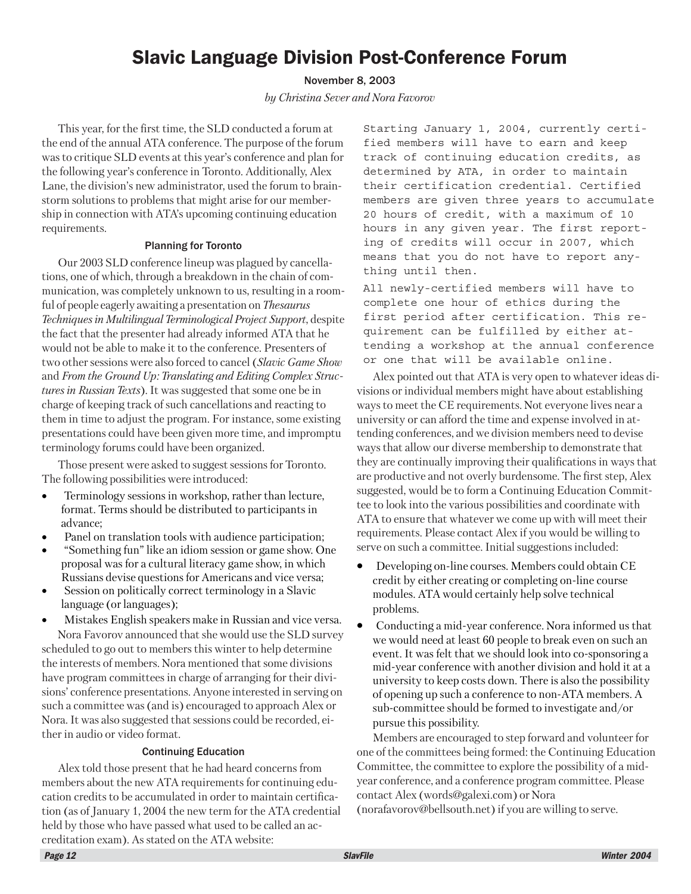# Slavic Language Division Post-Conference Forum

November 8, 2003

*by Christina Sever and Nora Favorov*

This year, for the first time, the SLD conducted a forum at the end of the annual ATA conference. The purpose of the forum was to critique SLD events at this year's conference and plan for the following year's conference in Toronto. Additionally, Alex Lane, the division's new administrator, used the forum to brainstorm solutions to problems that might arise for our membership in connection with ATA's upcoming continuing education requirements.

### Planning for Toronto

Our 2003 SLD conference lineup was plagued by cancellations, one of which, through a breakdown in the chain of communication, was completely unknown to us, resulting in a roomful of people eagerly awaiting a presentation on *Thesaurus Techniques in Multilingual Terminological Project Support*, despite the fact that the presenter had already informed ATA that he would not be able to make it to the conference. Presenters of two other sessions were also forced to cancel (*Slavic Game Show* and *From the Ground Up: Translating and Editing Complex Structures in Russian Texts*). It was suggested that some one be in charge of keeping track of such cancellations and reacting to them in time to adjust the program. For instance, some existing presentations could have been given more time, and impromptu terminology forums could have been organized.

Those present were asked to suggest sessions for Toronto. The following possibilities were introduced:

- Terminology sessions in workshop, rather than lecture, format. Terms should be distributed to participants in advance;
- Panel on translation tools with audience participation;
- "Something fun" like an idiom session or game show. One proposal was for a cultural literacy game show, in which Russians devise questions for Americans and vice versa;
- Session on politically correct terminology in a Slavic language (or languages);
- Mistakes English speakers make in Russian and vice versa.

Nora Favorov announced that she would use the SLD survey scheduled to go out to members this winter to help determine the interests of members. Nora mentioned that some divisions have program committees in charge of arranging for their divisions' conference presentations. Anyone interested in serving on such a committee was (and is) encouraged to approach Alex or Nora. It was also suggested that sessions could be recorded, either in audio or video format.

### Continuing Education

Alex told those present that he had heard concerns from members about the new ATA requirements for continuing education credits to be accumulated in order to maintain certification (as of January 1, 2004 the new term for the ATA credential held by those who have passed what used to be called an accreditation exam). As stated on the ATA website:

> Starting January 1, 2004, currently certified members will have to earn and keep track of continuing education credits, as determined by ATA, in order to maintain their certification credential. Certified members are given three years to accumulate 20 hours of credit, with a maximum of 10 hours in any given year. The first reporting of credits will occur in 2007, which means that you do not have to report anything until then.
>
> All newly-certified members will have to complete one hour of ethics during the first period after certification. This requirement can be fulfilled by either attending a workshop at the annual conference or one that will be available online.

Alex pointed out that ATA is very open to whatever ideas divisions or individual members might have about establishing ways to meet the CE requirements. Not everyone lives near a university or can afford the time and expense involved in attending conferences, and we division members need to devise ways that allow our diverse membership to demonstrate that they are continually improving their qualifications in ways that are productive and not overly burdensome. The first step, Alex suggested, would be to form a Continuing Education Committee to look into the various possibilities and coordinate with ATA to ensure that whatever we come up with will meet their requirements. Please contact Alex if you would be willing to serve on such a committee. Initial suggestions included:

- Developing on-line courses. Members could obtain CE credit by either creating or completing on-line course modules. ATA would certainly help solve technical problems.
- Conducting a mid-year conference. Nora informed us that we would need at least 60 people to break even on such an event. It was felt that we should look into co-sponsoring a mid-year conference with another division and hold it at a university to keep costs down. There is also the possibility of opening up such a conference to non-ATA members. A sub-committee should be formed to investigate and/or pursue this possibility.

Members are encouraged to step forward and volunteer for one of the committees being formed: the Continuing Education Committee, the committee to explore the possibility of a mid-year conference, and a conference program committee. Please contact Alex (words@galexi.com) or Nora (norafavorov@bellsouth.net) if you are willing to serve.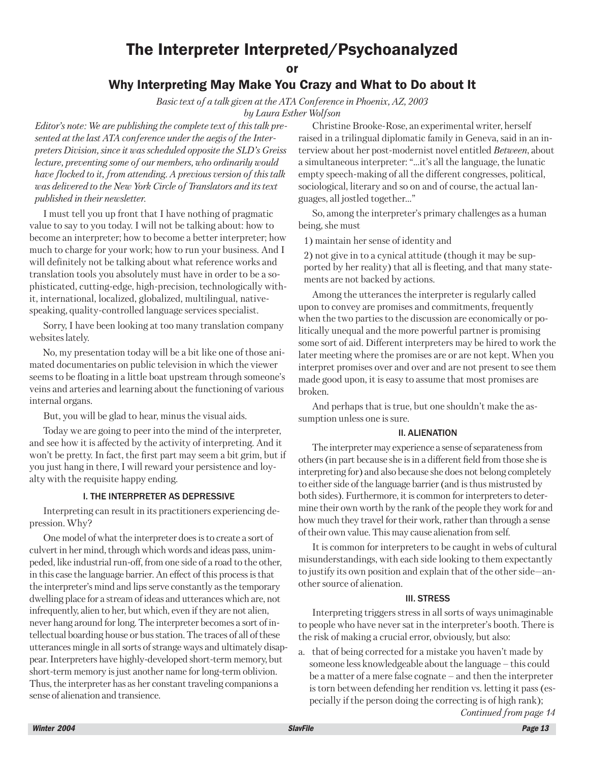# The Interpreter Interpreted/Psychoanalyzed

**or**

## Why Interpreting May Make You Crazy and What to Do about It

*Basic text of a talk given at the ATA Conference in Phoenix, AZ, 2003*
*by Laura Esther Wolfson*

*Editor's note: We are publishing the complete text of this talk presented at the last ATA conference under the aegis of the Interpreters Division, since it was scheduled opposite the SLD's Greiss lecture, preventing some of our members, who ordinarily would have flocked to it, from attending. A previous version of this talk was delivered to the New York Circle of Translators and its text published in their newsletter.*

I must tell you up front that I have nothing of pragmatic value to say to you today. I will not be talking about: how to become an interpreter; how to become a better interpreter; how much to charge for your work; how to run your business. And I will definitely not be talking about what reference works and translation tools you absolutely must have in order to be a sophisticated, cutting-edge, high-precision, technologically with-it, international, localized, globalized, multilingual, native-speaking, quality-controlled language services specialist.

Sorry, I have been looking at too many translation company websites lately.

No, my presentation today will be a bit like one of those animated documentaries on public television in which the viewer seems to be floating in a little boat upstream through someone's veins and arteries and learning about the functioning of various internal organs.

But, you will be glad to hear, minus the visual aids.

Today we are going to peer into the mind of the interpreter, and see how it is affected by the activity of interpreting. And it won't be pretty. In fact, the first part may seem a bit grim, but if you just hang in there, I will reward your persistence and loyalty with the requisite happy ending.

### I. THE INTERPRETER AS DEPRESSIVE

Interpreting can result in its practitioners experiencing depression. Why?

One model of what the interpreter does is to create a sort of culvert in her mind, through which words and ideas pass, unimpeded, like industrial run-off, from one side of a road to the other, in this case the language barrier. An effect of this process is that the interpreter's mind and lips serve constantly as the temporary dwelling place for a stream of ideas and utterances which are, not infrequently, alien to her, but which, even if they are not alien, never hang around for long. The interpreter becomes a sort of intellectual boarding house or bus station. The traces of all of these utterances mingle in all sorts of strange ways and ultimately disappear. Interpreters have highly-developed short-term memory, but short-term memory is just another name for long-term oblivion. Thus, the interpreter has as her constant traveling companions a sense of alienation and transience.

Christine Brooke-Rose, an experimental writer, herself raised in a trilingual diplomatic family in Geneva, said in an interview about her post-modernist novel entitled *Between*, about a simultaneous interpreter: "...it's all the language, the lunatic empty speech-making of all the different congresses, political, sociological, literary and so on and of course, the actual languages, all jostled together..."

So, among the interpreter's primary challenges as a human being, she must

1) maintain her sense of identity and

2) not give in to a cynical attitude (though it may be supported by her reality) that all is fleeting, and that many statements are not backed by actions.

Among the utterances the interpreter is regularly called upon to convey are promises and commitments, frequently when the two parties to the discussion are economically or politically unequal and the more powerful partner is promising some sort of aid. Different interpreters may be hired to work the later meeting where the promises are or are not kept. When you interpret promises over and over and are not present to see them made good upon, it is easy to assume that most promises are broken.

And perhaps that is true, but one shouldn't make the assumption unless one is sure.

### II. ALIENATION

The interpreter may experience a sense of separateness from others (in part because she is in a different field from those she is interpreting for) and also because she does not belong completely to either side of the language barrier (and is thus mistrusted by both sides). Furthermore, it is common for interpreters to determine their own worth by the rank of the people they work for and how much they travel for their work, rather than through a sense of their own value. This may cause alienation from self.

It is common for interpreters to be caught in webs of cultural misunderstandings, with each side looking to them expectantly to justify its own position and explain that of the other side—another source of alienation.

### III. STRESS

Interpreting triggers stress in all sorts of ways unimaginable to people who have never sat in the interpreter's booth. There is the risk of making a crucial error, obviously, but also:

a. that of being corrected for a mistake you haven't made by someone less knowledgeable about the language – this could be a matter of a mere false cognate – and then the interpreter is torn between defending her rendition vs. letting it pass (especially if the person doing the correcting is of high rank);

*Continued from page 14*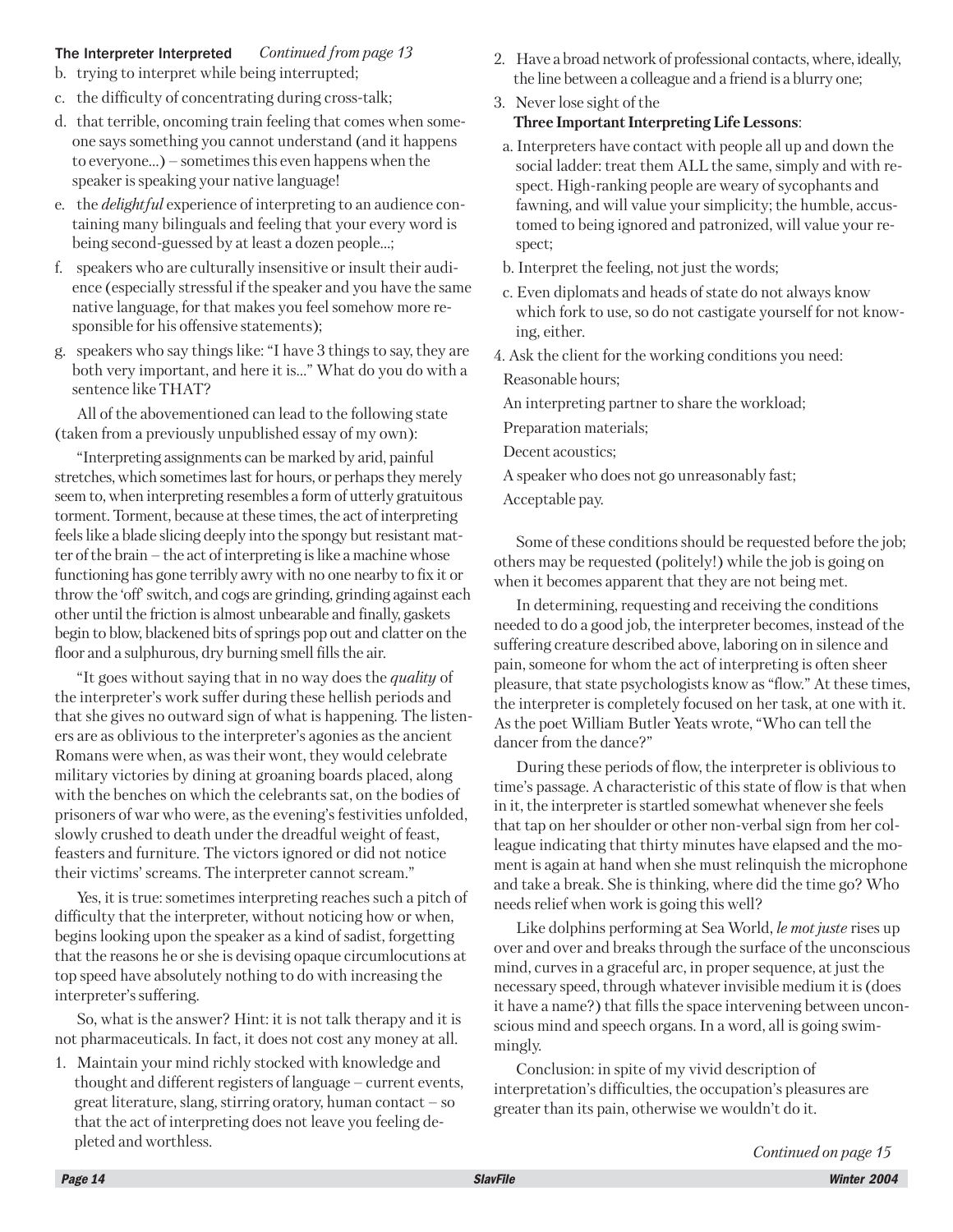**The Interpreter Interpreted** *Continued from page 13*

b. trying to interpret while being interrupted;

c. the difficulty of concentrating during cross-talk;

d. that terrible, oncoming train feeling that comes when someone says something you cannot understand (and it happens to everyone...) – sometimes this even happens when the speaker is speaking your native language!

e. the *delightful* experience of interpreting to an audience containing many bilinguals and feeling that your every word is being second-guessed by at least a dozen people...;

f. speakers who are culturally insensitive or insult their audience (especially stressful if the speaker and you have the same native language, for that makes you feel somehow more responsible for his offensive statements);

g. speakers who say things like: "I have 3 things to say, they are both very important, and here it is..." What do you do with a sentence like THAT?

All of the abovementioned can lead to the following state (taken from a previously unpublished essay of my own):

"Interpreting assignments can be marked by arid, painful stretches, which sometimes last for hours, or perhaps they merely seem to, when interpreting resembles a form of utterly gratuitous torment. Torment, because at these times, the act of interpreting feels like a blade slicing deeply into the spongy but resistant matter of the brain – the act of interpreting is like a machine whose functioning has gone terribly awry with no one nearby to fix it or throw the 'off' switch, and cogs are grinding, grinding against each other until the friction is almost unbearable and finally, gaskets begin to blow, blackened bits of springs pop out and clatter on the floor and a sulphurous, dry burning smell fills the air.

"It goes without saying that in no way does the *quality* of the interpreter's work suffer during these hellish periods and that she gives no outward sign of what is happening. The listeners are as oblivious to the interpreter's agonies as the ancient Romans were when, as was their wont, they would celebrate military victories by dining at groaning boards placed, along with the benches on which the celebrants sat, on the bodies of prisoners of war who were, as the evening's festivities unfolded, slowly crushed to death under the dreadful weight of feast, feasters and furniture. The victors ignored or did not notice their victims' screams. The interpreter cannot scream."

Yes, it is true: sometimes interpreting reaches such a pitch of difficulty that the interpreter, without noticing how or when, begins looking upon the speaker as a kind of sadist, forgetting that the reasons he or she is devising opaque circumlocutions at top speed have absolutely nothing to do with increasing the interpreter's suffering.

So, what is the answer? Hint: it is not talk therapy and it is not pharmaceuticals. In fact, it does not cost any money at all.

1. Maintain your mind richly stocked with knowledge and thought and different registers of language – current events, great literature, slang, stirring oratory, human contact – so that the act of interpreting does not leave you feeling depleted and worthless.
2. Have a broad network of professional contacts, where, ideally, the line between a colleague and a friend is a blurry one;
3. Never lose sight of the **Three Important Interpreting Life Lessons**:
   a. Interpreters have contact with people all up and down the social ladder: treat them ALL the same, simply and with respect. High-ranking people are weary of sycophants and fawning, and will value your simplicity; the humble, accustomed to being ignored and patronized, will value your respect;
   b. Interpret the feeling, not just the words;
   c. Even diplomats and heads of state do not always know which fork to use, so do not castigate yourself for not knowing, either.
4. Ask the client for the working conditions you need:
   Reasonable hours;
   An interpreting partner to share the workload;
   Preparation materials;
   Decent acoustics;
   A speaker who does not go unreasonably fast;
   Acceptable pay.

Some of these conditions should be requested before the job; others may be requested (politely!) while the job is going on when it becomes apparent that they are not being met.

In determining, requesting and receiving the conditions needed to do a good job, the interpreter becomes, instead of the suffering creature described above, laboring on in silence and pain, someone for whom the act of interpreting is often sheer pleasure, that state psychologists know as "flow." At these times, the interpreter is completely focused on her task, at one with it. As the poet William Butler Yeats wrote, "Who can tell the dancer from the dance?"

During these periods of flow, the interpreter is oblivious to time's passage. A characteristic of this state of flow is that when in it, the interpreter is startled somewhat whenever she feels that tap on her shoulder or other non-verbal sign from her colleague indicating that thirty minutes have elapsed and the moment is again at hand when she must relinquish the microphone and take a break. She is thinking, where did the time go? Who needs relief when work is going this well?

Like dolphins performing at Sea World, *le mot juste* rises up over and over and breaks through the surface of the unconscious mind, curves in a graceful arc, in proper sequence, at just the necessary speed, through whatever invisible medium it is (does it have a name?) that fills the space intervening between unconscious mind and speech organs. In a word, all is going swimmingly.

Conclusion: in spite of my vivid description of interpretation's difficulties, the occupation's pleasures are greater than its pain, otherwise we wouldn't do it.

*Continued on page 15*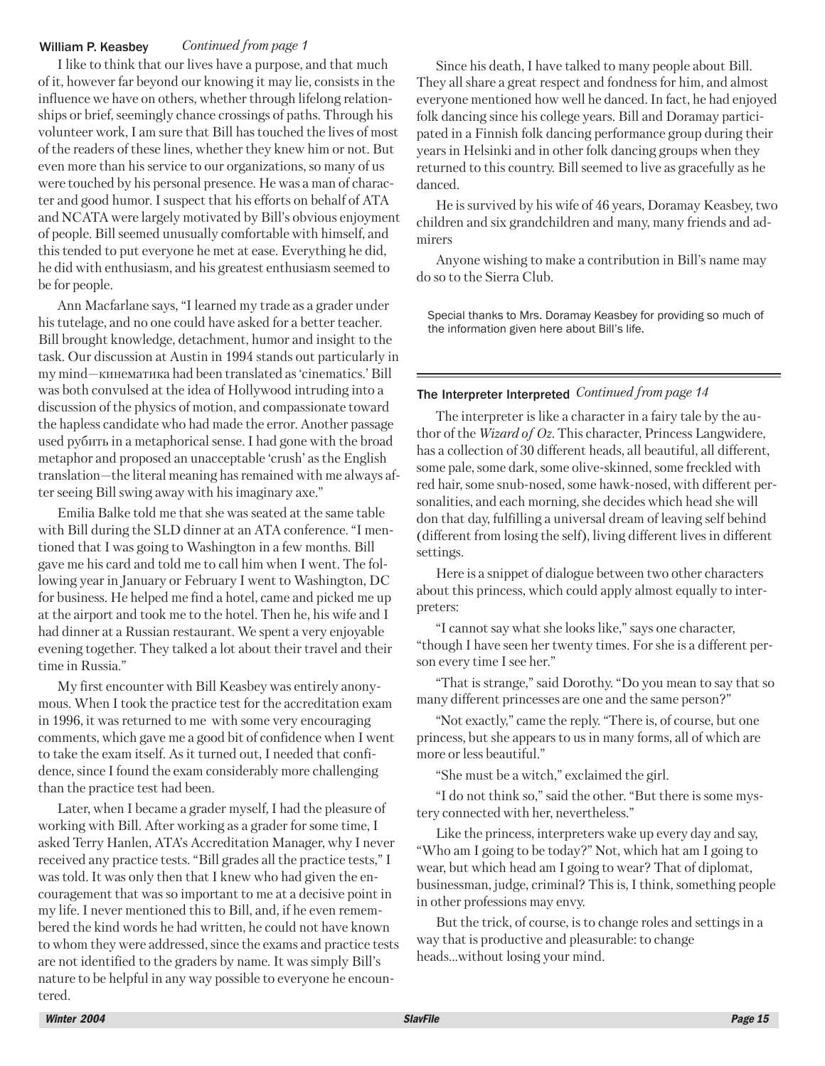**William P. Keasbey** *Continued from page 1*

I like to think that our lives have a purpose, and that much of it, however far beyond our knowing it may lie, consists in the influence we have on others, whether through lifelong relationships or brief, seemingly chance crossings of paths. Through his volunteer work, I am sure that Bill has touched the lives of most of the readers of these lines, whether they knew him or not. But even more than his service to our organizations, so many of us were touched by his personal presence. He was a man of character and good humor. I suspect that his efforts on behalf of ATA and NCATA were largely motivated by Bill's obvious enjoyment of people. Bill seemed unusually comfortable with himself, and this tended to put everyone he met at ease. Everything he did, he did with enthusiasm, and his greatest enthusiasm seemed to be for people.

Ann Macfarlane says, "I learned my trade as a grader under his tutelage, and no one could have asked for a better teacher. Bill brought knowledge, detachment, humor and insight to the task. Our discussion at Austin in 1994 stands out particularly in my mind—кинематика had been translated as 'cinematics.' Bill was both convulsed at the idea of Hollywood intruding into a discussion of the physics of motion, and compassionate toward the hapless candidate who had made the error. Another passage used рубить in a metaphorical sense. I had gone with the broad metaphor and proposed an unacceptable 'crush' as the English translation—the literal meaning has remained with me always after seeing Bill swing away with his imaginary axe."

Emilia Balke told me that she was seated at the same table with Bill during the SLD dinner at an ATA conference. "I mentioned that I was going to Washington in a few months. Bill gave me his card and told me to call him when I went. The following year in January or February I went to Washington, DC for business. He helped me find a hotel, came and picked me up at the airport and took me to the hotel. Then he, his wife and I had dinner at a Russian restaurant. We spent a very enjoyable evening together. They talked a lot about their travel and their time in Russia."

My first encounter with Bill Keasbey was entirely anonymous. When I took the practice test for the accreditation exam in 1996, it was returned to me with some very encouraging comments, which gave me a good bit of confidence when I went to take the exam itself. As it turned out, I needed that confidence, since I found the exam considerably more challenging than the practice test had been.

Later, when I became a grader myself, I had the pleasure of working with Bill. After working as a grader for some time, I asked Terry Hanlen, ATA's Accreditation Manager, why I never received any practice tests. "Bill grades all the practice tests," I was told. It was only then that I knew who had given the encouragement that was so important to me at a decisive point in my life. I never mentioned this to Bill, and, if he even remembered the kind words he had written, he could not have known to whom they were addressed, since the exams and practice tests are not identified to the graders by name. It was simply Bill's nature to be helpful in any way possible to everyone he encountered.

Since his death, I have talked to many people about Bill. They all share a great respect and fondness for him, and almost everyone mentioned how well he danced. In fact, he had enjoyed folk dancing since his college years. Bill and Doramay participated in a Finnish folk dancing performance group during their years in Helsinki and in other folk dancing groups when they returned to this country. Bill seemed to live as gracefully as he danced.

He is survived by his wife of 46 years, Doramay Keasbey, two children and six grandchildren and many, many friends and admirers

Anyone wishing to make a contribution in Bill's name may do so to the Sierra Club.

Special thanks to Mrs. Doramay Keasbey for providing so much of the information given here about Bill's life.

---

**The Interpreter Interpreted** *Continued from page 14*

The interpreter is like a character in a fairy tale by the author of the *Wizard of Oz*. This character, Princess Langwidere, has a collection of 30 different heads, all beautiful, all different, some pale, some dark, some olive-skinned, some freckled with red hair, some snub-nosed, some hawk-nosed, with different personalities, and each morning, she decides which head she will don that day, fulfilling a universal dream of leaving self behind (different from losing the self), living different lives in different settings.

Here is a snippet of dialogue between two other characters about this princess, which could apply almost equally to interpreters:

"I cannot say what she looks like," says one character, "though I have seen her twenty times. For she is a different person every time I see her."

"That is strange," said Dorothy. "Do you mean to say that so many different princesses are one and the same person?"

"Not exactly," came the reply. "There is, of course, but one princess, but she appears to us in many forms, all of which are more or less beautiful."

"She must be a witch," exclaimed the girl.

"I do not think so," said the other. "But there is some mystery connected with her, nevertheless."

Like the princess, interpreters wake up every day and say, "Who am I going to be today?" Not, which hat am I going to wear, but which head am I going to wear? That of diplomat, businessman, judge, criminal? This is, I think, something people in other professions may envy.

But the trick, of course, is to change roles and settings in a way that is productive and pleasurable: to change heads...without losing your mind.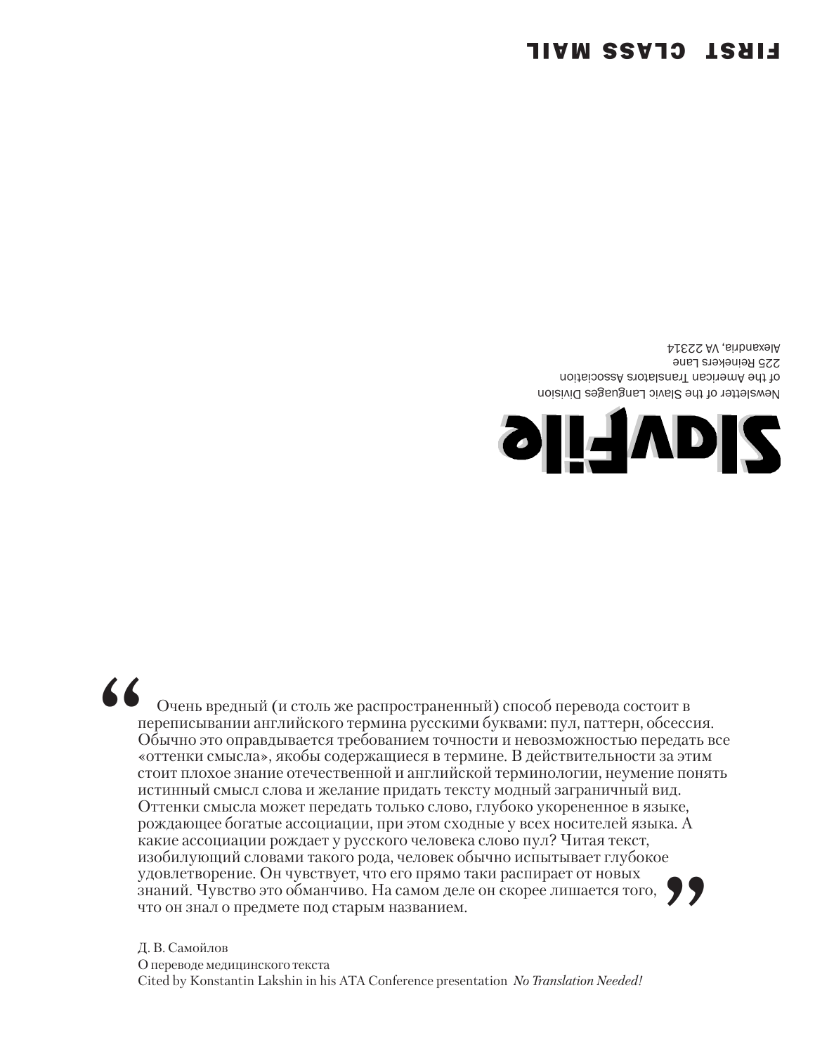FIRST CLASS MAIL

SlavFile

Newsletter of the Slavic Languages Division
of the American Translators Association
225 Reinekers Lane
Alexandria, VA 22314

> “Очень вредный (и столь же распространенный) способ перевода состоит в переписывании английского термина русскими буквами: пул, паттерн, обсессия. Обычно это оправдывается требованием точности и невозможностью передать все «оттенки смысла», якобы содержащиеся в термине. В действительности за этим стоит плохое знание отечественной и английской терминологии, неумение понять истинный смысл слова и желание придать тексту модный заграничный вид. Оттенки смысла может передать только слово, глубоко укорененное в языке, рождающее богатые ассоциации, при этом сходные у всех носителей языка. А какие ассоциации рождает у русского человека слово пул? Читая текст, изобилующий словами такого рода, человек обычно испытывает глубокое удовлетворение. Он чувствует, что его прямо таки распирает от новых знаний. Чувство это обманчиво. На самом деле он скорее лишается того, что он знал о предмете под старым названием.”

Д. В. Самойлов
О переводе медицинского текста
Cited by Konstantin Lakshin in his ATA Conference presentation *No Translation Needed!*